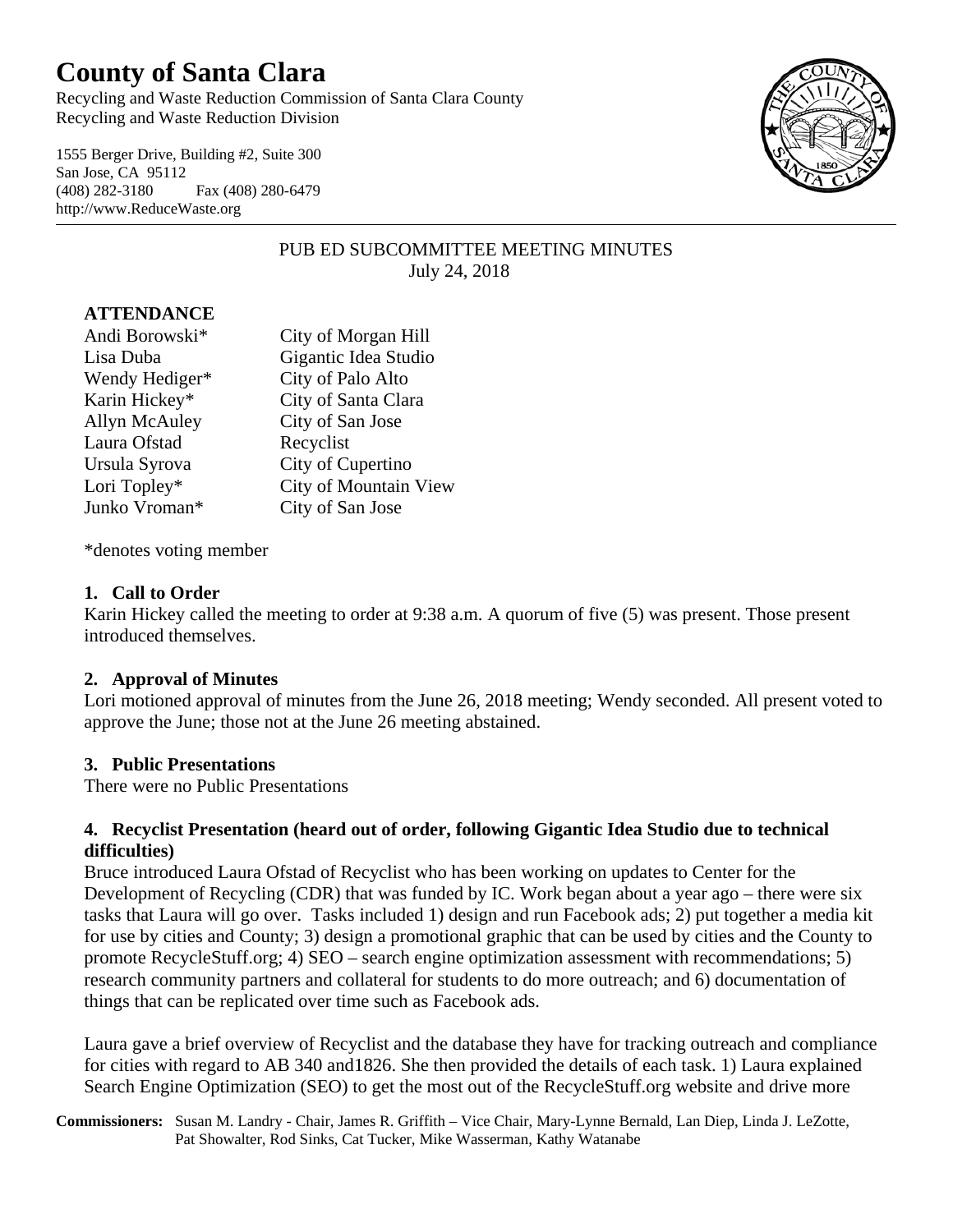# County of Santa Clara

Recycling and Waste Reduction Commission of Santa Clara County
Recycling and Waste Reduction Division

1555 Berger Drive, Building #2, Suite 300
San Jose, CA 95112
(408) 282-3180 Fax (408) 280-6479
http://www.ReduceWaste.org

PUB ED SUBCOMMITTEE MEETING MINUTES
July 24, 2018

**ATTENDANCE**

| | |
|---|---|
| Andi Borowski* | City of Morgan Hill |
| Lisa Duba | Gigantic Idea Studio |
| Wendy Hediger* | City of Palo Alto |
| Karin Hickey* | City of Santa Clara |
| Allyn McAuley | City of San Jose |
| Laura Ofstad | Recyclist |
| Ursula Syrova | City of Cupertino |
| Lori Topley* | City of Mountain View |
| Junko Vroman* | City of San Jose |

*denotes voting member

**1. Call to Order**

Karin Hickey called the meeting to order at 9:38 a.m. A quorum of five (5) was present. Those present introduced themselves.

**2. Approval of Minutes**

Lori motioned approval of minutes from the June 26, 2018 meeting; Wendy seconded. All present voted to approve the June; those not at the June 26 meeting abstained.

**3. Public Presentations**

There were no Public Presentations

**4. Recyclist Presentation (heard out of order, following Gigantic Idea Studio due to technical difficulties)**

Bruce introduced Laura Ofstad of Recyclist who has been working on updates to Center for the Development of Recycling (CDR) that was funded by IC. Work began about a year ago – there were six tasks that Laura will go over. Tasks included 1) design and run Facebook ads; 2) put together a media kit for use by cities and County; 3) design a promotional graphic that can be used by cities and the County to promote RecycleStuff.org; 4) SEO – search engine optimization assessment with recommendations; 5) research community partners and collateral for students to do more outreach; and 6) documentation of things that can be replicated over time such as Facebook ads.

Laura gave a brief overview of Recyclist and the database they have for tracking outreach and compliance for cities with regard to AB 340 and1826. She then provided the details of each task. 1) Laura explained Search Engine Optimization (SEO) to get the most out of the RecycleStuff.org website and drive more

**Commissioners:** Susan M. Landry - Chair, James R. Griffith – Vice Chair, Mary-Lynne Bernald, Lan Diep, Linda J. LeZotte, Pat Showalter, Rod Sinks, Cat Tucker, Mike Wasserman, Kathy Watanabe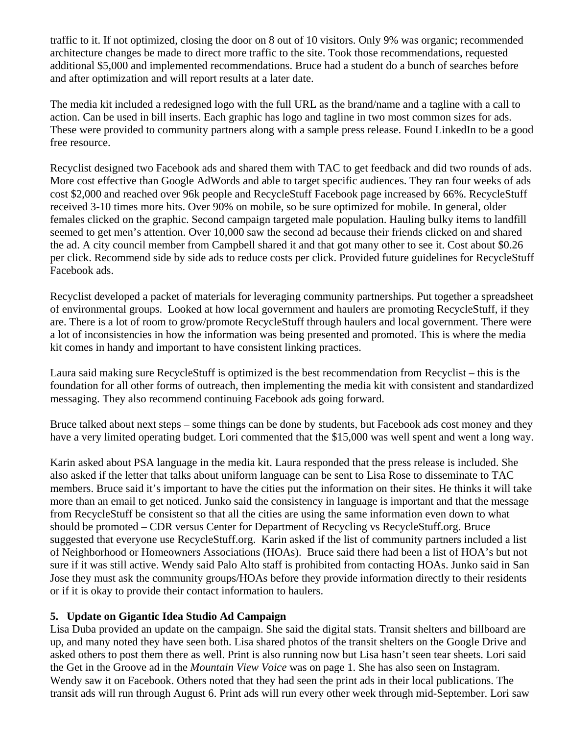traffic to it. If not optimized, closing the door on 8 out of 10 visitors. Only 9% was organic; recommended architecture changes be made to direct more traffic to the site. Took those recommendations, requested additional $5,000 and implemented recommendations. Bruce had a student do a bunch of searches before and after optimization and will report results at a later date.

The media kit included a redesigned logo with the full URL as the brand/name and a tagline with a call to action. Can be used in bill inserts. Each graphic has logo and tagline in two most common sizes for ads. These were provided to community partners along with a sample press release. Found LinkedIn to be a good free resource.

Recyclist designed two Facebook ads and shared them with TAC to get feedback and did two rounds of ads. More cost effective than Google AdWords and able to target specific audiences. They ran four weeks of ads cost $2,000 and reached over 96k people and RecycleStuff Facebook page increased by 66%. RecycleStuff received 3-10 times more hits. Over 90% on mobile, so be sure optimized for mobile. In general, older females clicked on the graphic. Second campaign targeted male population. Hauling bulky items to landfill seemed to get men's attention. Over 10,000 saw the second ad because their friends clicked on and shared the ad. A city council member from Campbell shared it and that got many other to see it. Cost about $0.26 per click. Recommend side by side ads to reduce costs per click. Provided future guidelines for RecycleStuff Facebook ads.

Recyclist developed a packet of materials for leveraging community partnerships. Put together a spreadsheet of environmental groups. Looked at how local government and haulers are promoting RecycleStuff, if they are. There is a lot of room to grow/promote RecycleStuff through haulers and local government. There were a lot of inconsistencies in how the information was being presented and promoted. This is where the media kit comes in handy and important to have consistent linking practices.

Laura said making sure RecycleStuff is optimized is the best recommendation from Recyclist – this is the foundation for all other forms of outreach, then implementing the media kit with consistent and standardized messaging. They also recommend continuing Facebook ads going forward.

Bruce talked about next steps – some things can be done by students, but Facebook ads cost money and they have a very limited operating budget. Lori commented that the $15,000 was well spent and went a long way.

Karin asked about PSA language in the media kit. Laura responded that the press release is included. She also asked if the letter that talks about uniform language can be sent to Lisa Rose to disseminate to TAC members. Bruce said it's important to have the cities put the information on their sites. He thinks it will take more than an email to get noticed. Junko said the consistency in language is important and that the message from RecycleStuff be consistent so that all the cities are using the same information even down to what should be promoted – CDR versus Center for Department of Recycling vs RecycleStuff.org. Bruce suggested that everyone use RecycleStuff.org. Karin asked if the list of community partners included a list of Neighborhood or Homeowners Associations (HOAs). Bruce said there had been a list of HOA's but not sure if it was still active. Wendy said Palo Alto staff is prohibited from contacting HOAs. Junko said in San Jose they must ask the community groups/HOAs before they provide information directly to their residents or if it is okay to provide their contact information to haulers.

**5. Update on Gigantic Idea Studio Ad Campaign**

Lisa Duba provided an update on the campaign. She said the digital stats. Transit shelters and billboard are up, and many noted they have seen both. Lisa shared photos of the transit shelters on the Google Drive and asked others to post them there as well. Print is also running now but Lisa hasn't seen tear sheets. Lori said the Get in the Groove ad in the *Mountain View Voice* was on page 1. She has also seen on Instagram. Wendy saw it on Facebook. Others noted that they had seen the print ads in their local publications. The transit ads will run through August 6. Print ads will run every other week through mid-September. Lori saw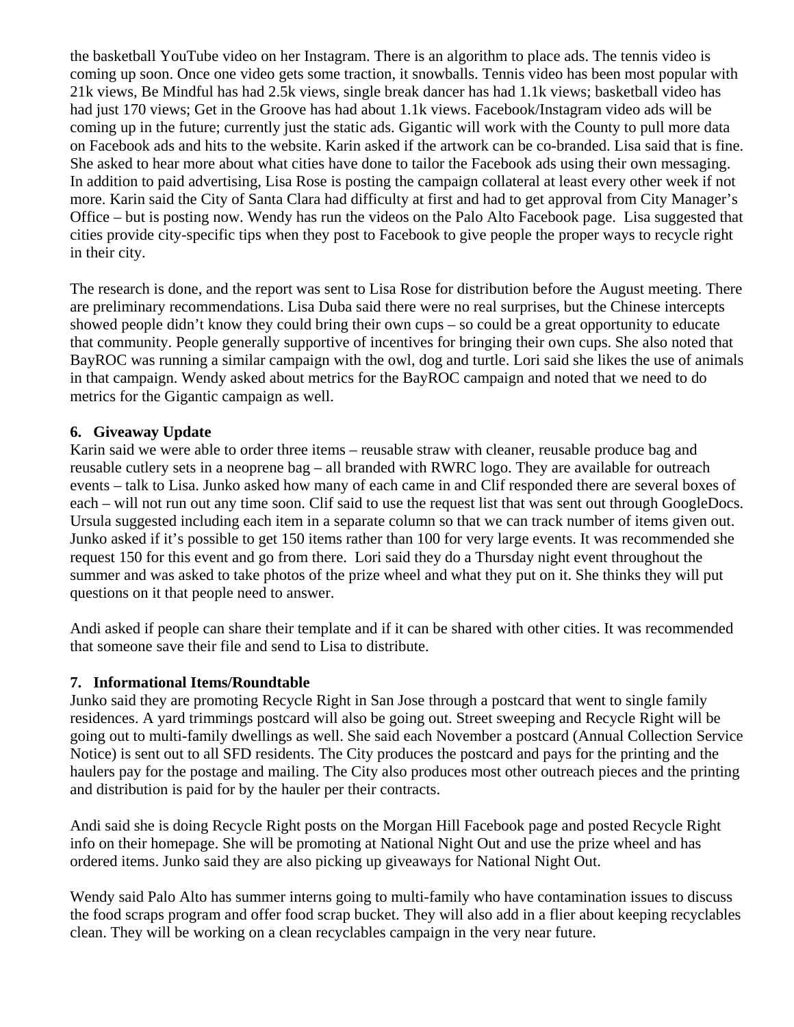the basketball YouTube video on her Instagram. There is an algorithm to place ads. The tennis video is coming up soon. Once one video gets some traction, it snowballs. Tennis video has been most popular with 21k views, Be Mindful has had 2.5k views, single break dancer has had 1.1k views; basketball video has had just 170 views; Get in the Groove has had about 1.1k views. Facebook/Instagram video ads will be coming up in the future; currently just the static ads. Gigantic will work with the County to pull more data on Facebook ads and hits to the website. Karin asked if the artwork can be co-branded. Lisa said that is fine. She asked to hear more about what cities have done to tailor the Facebook ads using their own messaging. In addition to paid advertising, Lisa Rose is posting the campaign collateral at least every other week if not more. Karin said the City of Santa Clara had difficulty at first and had to get approval from City Manager's Office – but is posting now. Wendy has run the videos on the Palo Alto Facebook page. Lisa suggested that cities provide city-specific tips when they post to Facebook to give people the proper ways to recycle right in their city.

The research is done, and the report was sent to Lisa Rose for distribution before the August meeting. There are preliminary recommendations. Lisa Duba said there were no real surprises, but the Chinese intercepts showed people didn't know they could bring their own cups – so could be a great opportunity to educate that community. People generally supportive of incentives for bringing their own cups. She also noted that BayROC was running a similar campaign with the owl, dog and turtle. Lori said she likes the use of animals in that campaign. Wendy asked about metrics for the BayROC campaign and noted that we need to do metrics for the Gigantic campaign as well.

**6. Giveaway Update**

Karin said we were able to order three items – reusable straw with cleaner, reusable produce bag and reusable cutlery sets in a neoprene bag – all branded with RWRC logo. They are available for outreach events – talk to Lisa. Junko asked how many of each came in and Clif responded there are several boxes of each – will not run out any time soon. Clif said to use the request list that was sent out through GoogleDocs. Ursula suggested including each item in a separate column so that we can track number of items given out. Junko asked if it's possible to get 150 items rather than 100 for very large events. It was recommended she request 150 for this event and go from there. Lori said they do a Thursday night event throughout the summer and was asked to take photos of the prize wheel and what they put on it. She thinks they will put questions on it that people need to answer.

Andi asked if people can share their template and if it can be shared with other cities. It was recommended that someone save their file and send to Lisa to distribute.

**7. Informational Items/Roundtable**

Junko said they are promoting Recycle Right in San Jose through a postcard that went to single family residences. A yard trimmings postcard will also be going out. Street sweeping and Recycle Right will be going out to multi-family dwellings as well. She said each November a postcard (Annual Collection Service Notice) is sent out to all SFD residents. The City produces the postcard and pays for the printing and the haulers pay for the postage and mailing. The City also produces most other outreach pieces and the printing and distribution is paid for by the hauler per their contracts.

Andi said she is doing Recycle Right posts on the Morgan Hill Facebook page and posted Recycle Right info on their homepage. She will be promoting at National Night Out and use the prize wheel and has ordered items. Junko said they are also picking up giveaways for National Night Out.

Wendy said Palo Alto has summer interns going to multi-family who have contamination issues to discuss the food scraps program and offer food scrap bucket. They will also add in a flier about keeping recyclables clean. They will be working on a clean recyclables campaign in the very near future.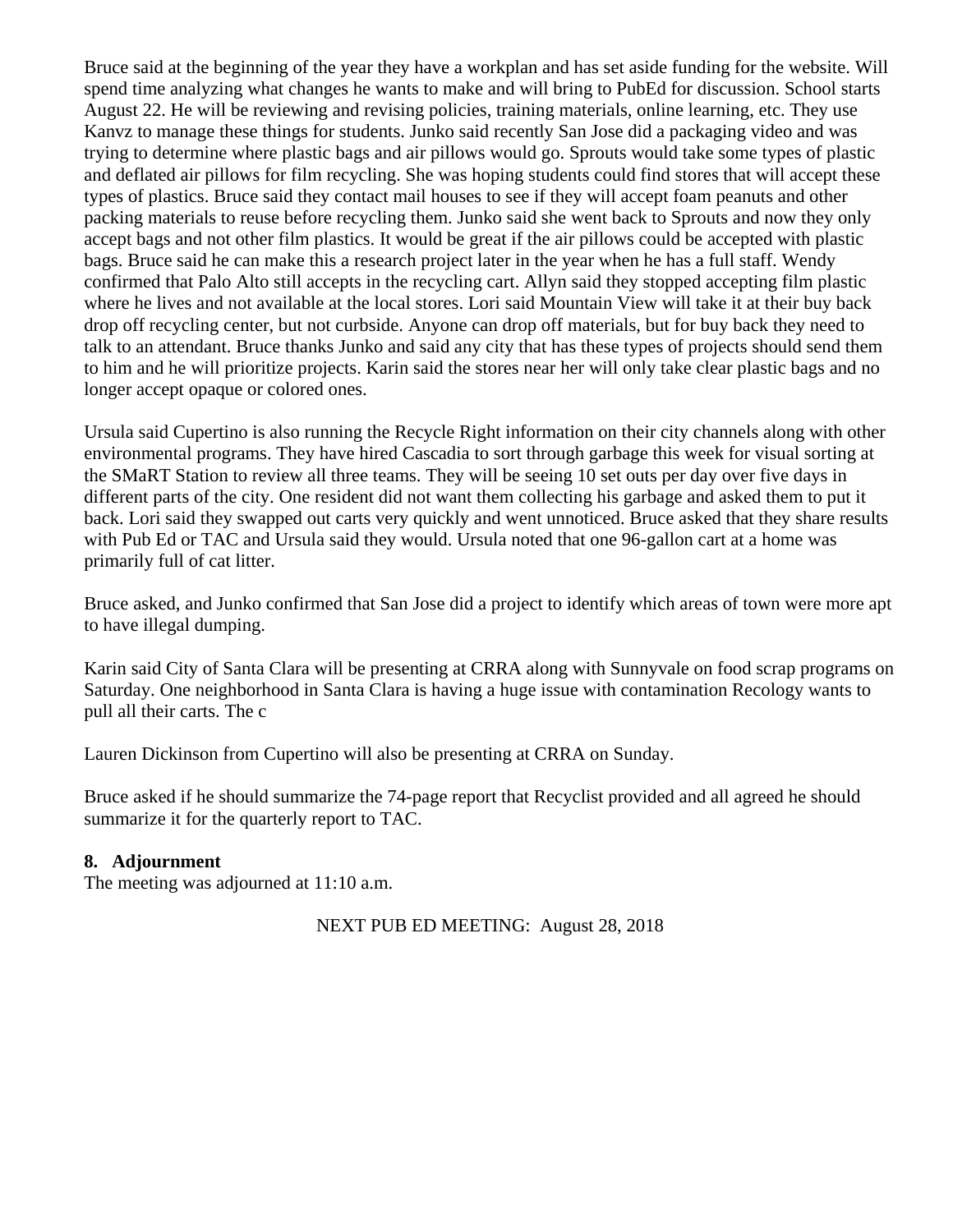Bruce said at the beginning of the year they have a workplan and has set aside funding for the website. Will spend time analyzing what changes he wants to make and will bring to PubEd for discussion. School starts August 22. He will be reviewing and revising policies, training materials, online learning, etc. They use Kanvz to manage these things for students. Junko said recently San Jose did a packaging video and was trying to determine where plastic bags and air pillows would go. Sprouts would take some types of plastic and deflated air pillows for film recycling. She was hoping students could find stores that will accept these types of plastics. Bruce said they contact mail houses to see if they will accept foam peanuts and other packing materials to reuse before recycling them. Junko said she went back to Sprouts and now they only accept bags and not other film plastics. It would be great if the air pillows could be accepted with plastic bags. Bruce said he can make this a research project later in the year when he has a full staff. Wendy confirmed that Palo Alto still accepts in the recycling cart. Allyn said they stopped accepting film plastic where he lives and not available at the local stores. Lori said Mountain View will take it at their buy back drop off recycling center, but not curbside. Anyone can drop off materials, but for buy back they need to talk to an attendant. Bruce thanks Junko and said any city that has these types of projects should send them to him and he will prioritize projects. Karin said the stores near her will only take clear plastic bags and no longer accept opaque or colored ones.

Ursula said Cupertino is also running the Recycle Right information on their city channels along with other environmental programs. They have hired Cascadia to sort through garbage this week for visual sorting at the SMaRT Station to review all three teams. They will be seeing 10 set outs per day over five days in different parts of the city. One resident did not want them collecting his garbage and asked them to put it back. Lori said they swapped out carts very quickly and went unnoticed. Bruce asked that they share results with Pub Ed or TAC and Ursula said they would. Ursula noted that one 96-gallon cart at a home was primarily full of cat litter.

Bruce asked, and Junko confirmed that San Jose did a project to identify which areas of town were more apt to have illegal dumping.

Karin said City of Santa Clara will be presenting at CRRA along with Sunnyvale on food scrap programs on Saturday. One neighborhood in Santa Clara is having a huge issue with contamination Recology wants to pull all their carts. The c

Lauren Dickinson from Cupertino will also be presenting at CRRA on Sunday.

Bruce asked if he should summarize the 74-page report that Recyclist provided and all agreed he should summarize it for the quarterly report to TAC.

**8. Adjournment**

The meeting was adjourned at 11:10 a.m.

NEXT PUB ED MEETING: August 28, 2018